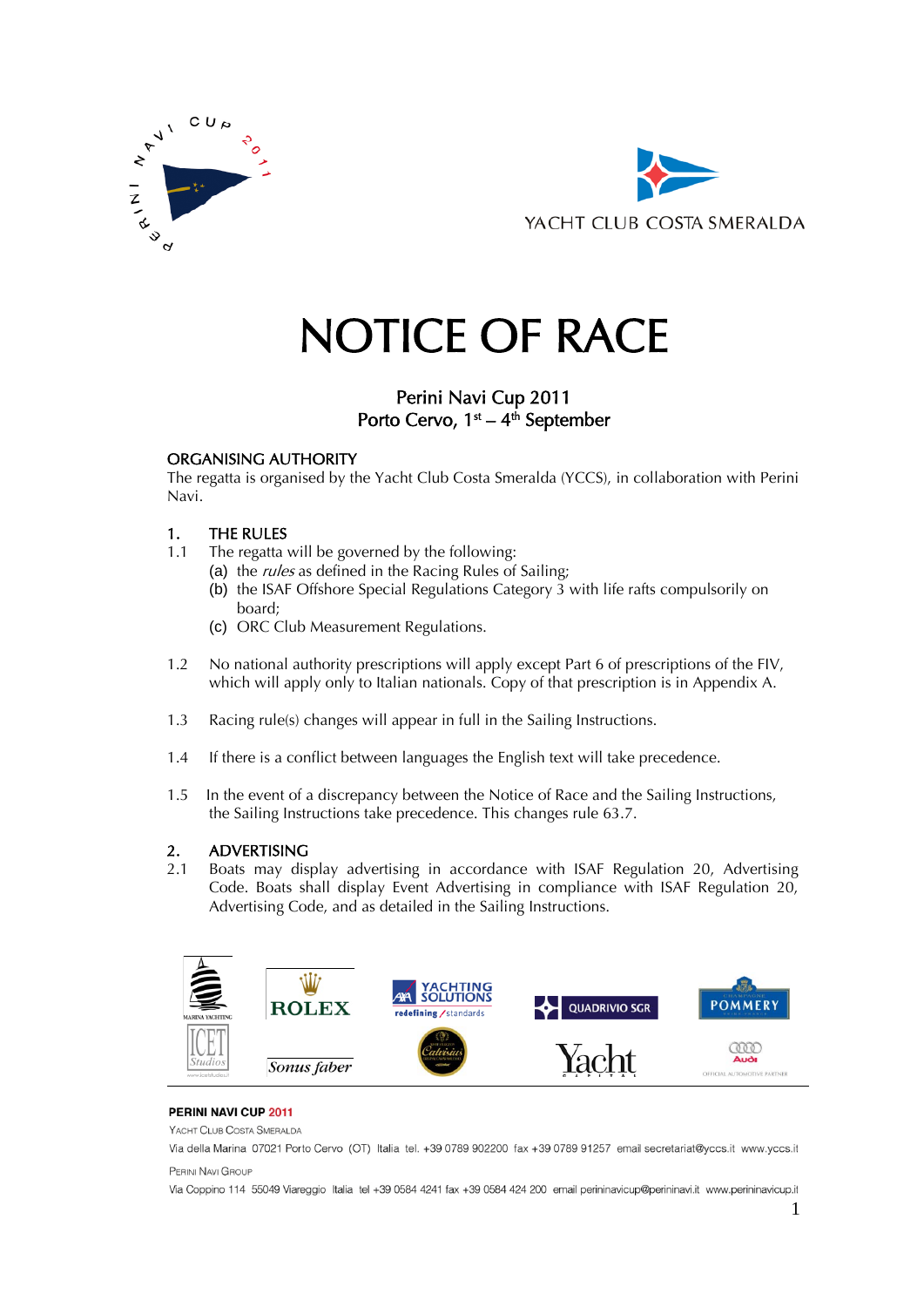# NOTICE OF RACE

Perini Navi Cup 2011
Porto Cervo, 1st – 4th September

## ORGANISING AUTHORITY

The regatta is organised by the Yacht Club Costa Smeralda (YCCS), in collaboration with Perini Navi.

## 1. THE RULES

1.1 The regatta will be governed by the following:

(a) the *rules* as defined in the Racing Rules of Sailing;

(b) the ISAF Offshore Special Regulations Category 3 with life rafts compulsorily on board;

(c) ORC Club Measurement Regulations.

1.2 No national authority prescriptions will apply except Part 6 of prescriptions of the FIV, which will apply only to Italian nationals. Copy of that prescription is in Appendix A.

1.3 Racing rule(s) changes will appear in full in the Sailing Instructions.

1.4 If there is a conflict between languages the English text will take precedence.

1.5 In the event of a discrepancy between the Notice of Race and the Sailing Instructions, the Sailing Instructions take precedence. This changes rule 63.7.

## 2. ADVERTISING

2.1 Boats may display advertising in accordance with ISAF Regulation 20, Advertising Code. Boats shall display Event Advertising in compliance with ISAF Regulation 20, Advertising Code, and as detailed in the Sailing Instructions.

**PERINI NAVI CUP 2011**

Yacht Club Costa Smeralda

Via della Marina 07021 Porto Cervo (OT) Italia tel. +39 0789 902200 fax +39 0789 91257 email secretariat@yccs.it www.yccs.it

Perini Navi Group

Via Coppino 114 55049 Viareggio Italia tel +39 0584 4241 fax +39 0584 424 200 email perininavicup@perininavi.it www.perininavicup.it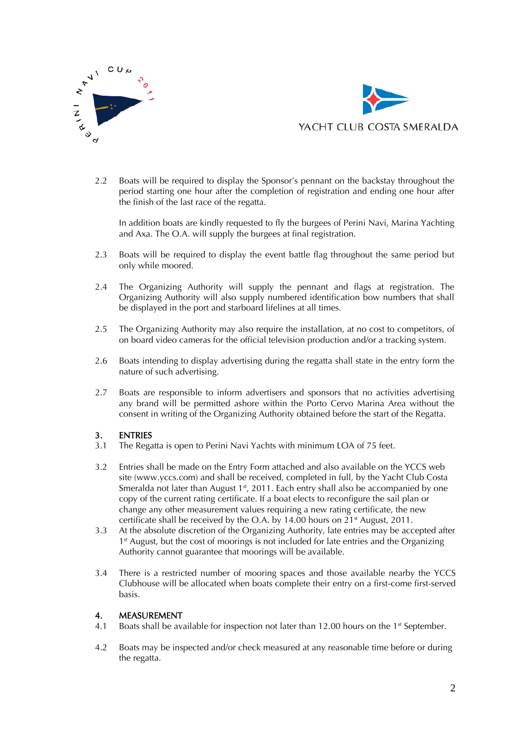2.2 Boats will be required to display the Sponsor's pennant on the backstay throughout the period starting one hour after the completion of registration and ending one hour after the finish of the last race of the regatta.

In addition boats are kindly requested to fly the burgees of Perini Navi, Marina Yachting and Axa. The O.A. will supply the burgees at final registration.

2.3 Boats will be required to display the event battle flag throughout the same period but only while moored.

2.4 The Organizing Authority will supply the pennant and flags at registration. The Organizing Authority will also supply numbered identification bow numbers that shall be displayed in the port and starboard lifelines at all times.

2.5 The Organizing Authority may also require the installation, at no cost to competitors, of on board video cameras for the official television production and/or a tracking system.

2.6 Boats intending to display advertising during the regatta shall state in the entry form the nature of such advertising.

2.7 Boats are responsible to inform advertisers and sponsors that no activities advertising any brand will be permitted ashore within the Porto Cervo Marina Area without the consent in writing of the Organizing Authority obtained before the start of the Regatta.

## 3. ENTRIES

3.1 The Regatta is open to Perini Navi Yachts with minimum LOA of 75 feet.

3.2 Entries shall be made on the Entry Form attached and also available on the YCCS web site (www.yccs.com) and shall be received, completed in full, by the Yacht Club Costa Smeralda not later than August 1st, 2011. Each entry shall also be accompanied by one copy of the current rating certificate. If a boat elects to reconfigure the sail plan or change any other measurement values requiring a new rating certificate, the new certificate shall be received by the O.A. by 14.00 hours on 21st August, 2011.

3.3 At the absolute discretion of the Organizing Authority, late entries may be accepted after 1st August, but the cost of moorings is not included for late entries and the Organizing Authority cannot guarantee that moorings will be available.

3.4 There is a restricted number of mooring spaces and those available nearby the YCCS Clubhouse will be allocated when boats complete their entry on a first-come first-served basis.

## 4. MEASUREMENT

4.1 Boats shall be available for inspection not later than 12.00 hours on the 1st September.

4.2 Boats may be inspected and/or check measured at any reasonable time before or during the regatta.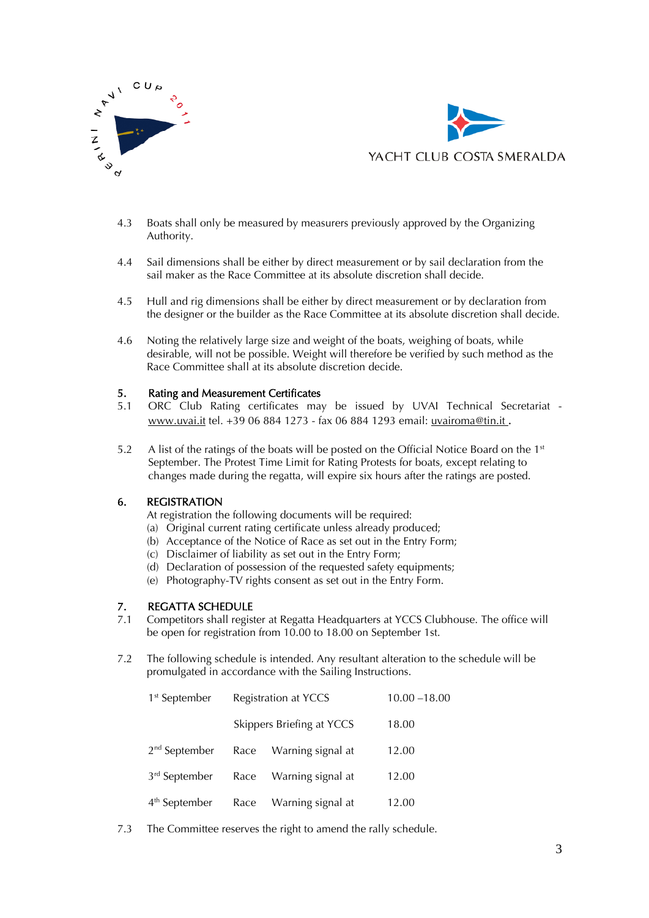4.3 Boats shall only be measured by measurers previously approved by the Organizing Authority.

4.4 Sail dimensions shall be either by direct measurement or by sail declaration from the sail maker as the Race Committee at its absolute discretion shall decide.

4.5 Hull and rig dimensions shall be either by direct measurement or by declaration from the designer or the builder as the Race Committee at its absolute discretion shall decide.

4.6 Noting the relatively large size and weight of the boats, weighing of boats, while desirable, will not be possible. Weight will therefore be verified by such method as the Race Committee shall at its absolute discretion decide.

## 5. Rating and Measurement Certificates

5.1 ORC Club Rating certificates may be issued by UVAI Technical Secretariat - www.uvai.it tel. +39 06 884 1273 - fax 06 884 1293 email: uvairoma@tin.it .

5.2 A list of the ratings of the boats will be posted on the Official Notice Board on the 1st September. The Protest Time Limit for Rating Protests for boats, except relating to changes made during the regatta, will expire six hours after the ratings are posted.

## 6. REGISTRATION

At registration the following documents will be required:

(a) Original current rating certificate unless already produced;
(b) Acceptance of the Notice of Race as set out in the Entry Form;
(c) Disclaimer of liability as set out in the Entry Form;
(d) Declaration of possession of the requested safety equipments;
(e) Photography-TV rights consent as set out in the Entry Form.

## 7. REGATTA SCHEDULE

7.1 Competitors shall register at Regatta Headquarters at YCCS Clubhouse. The office will be open for registration from 10.00 to 18.00 on September 1st.

7.2 The following schedule is intended. Any resultant alteration to the schedule will be promulgated in accordance with the Sailing Instructions.

| | | |
|---|---|---|
| 1st September | Registration at YCCS | 10.00 –18.00 |
| | Skippers Briefing at YCCS | 18.00 |
| 2nd September | Race Warning signal at | 12.00 |
| 3rd September | Race Warning signal at | 12.00 |
| 4th September | Race Warning signal at | 12.00 |

7.3 The Committee reserves the right to amend the rally schedule.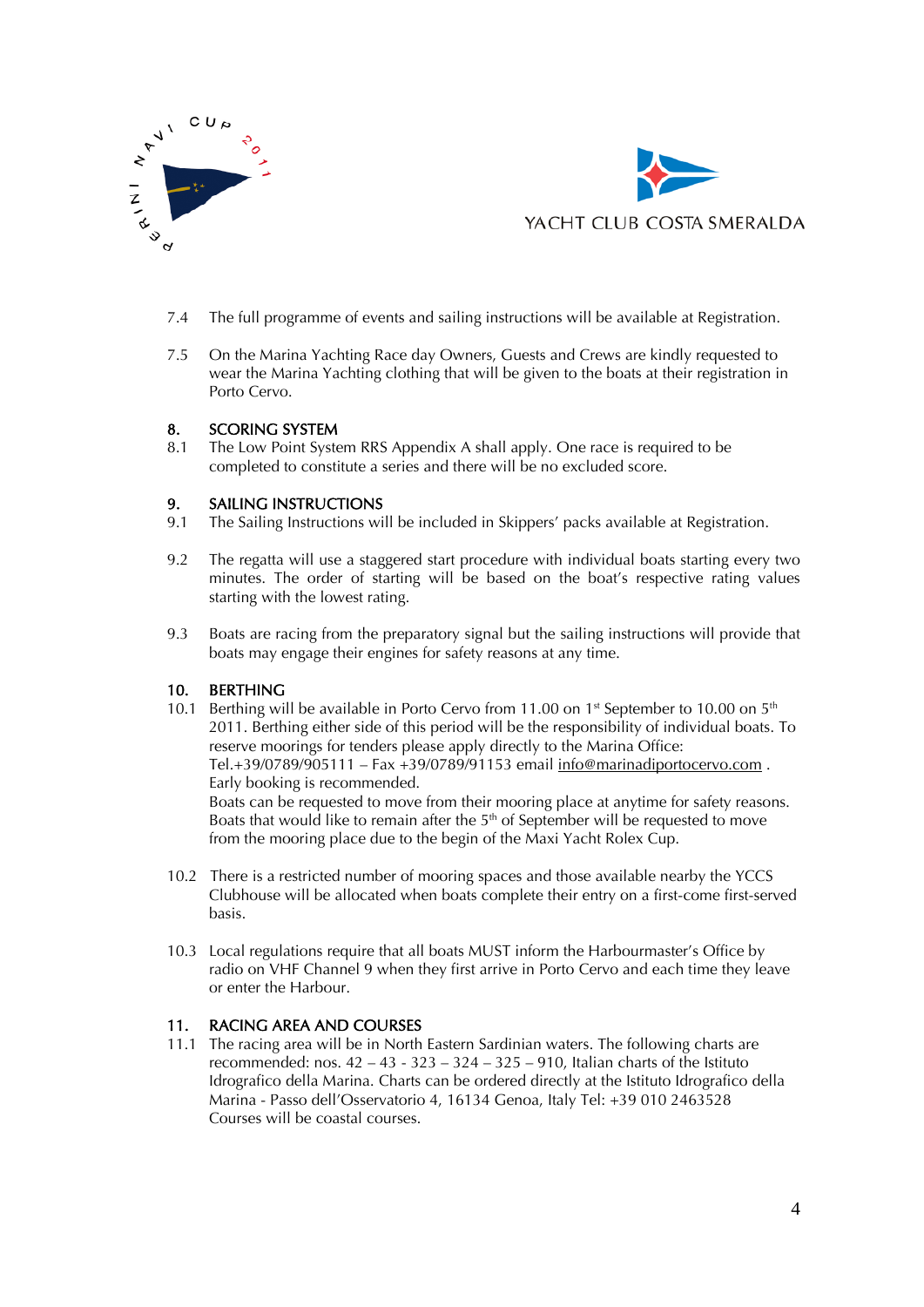7.4 The full programme of events and sailing instructions will be available at Registration.

7.5 On the Marina Yachting Race day Owners, Guests and Crews are kindly requested to wear the Marina Yachting clothing that will be given to the boats at their registration in Porto Cervo.

## 8. SCORING SYSTEM

8.1 The Low Point System RRS Appendix A shall apply. One race is required to be completed to constitute a series and there will be no excluded score.

## 9. SAILING INSTRUCTIONS

9.1 The Sailing Instructions will be included in Skippers' packs available at Registration.

9.2 The regatta will use a staggered start procedure with individual boats starting every two minutes. The order of starting will be based on the boat's respective rating values starting with the lowest rating.

9.3 Boats are racing from the preparatory signal but the sailing instructions will provide that boats may engage their engines for safety reasons at any time.

## 10. BERTHING

10.1 Berthing will be available in Porto Cervo from 11.00 on 1st September to 10.00 on 5th 2011. Berthing either side of this period will be the responsibility of individual boats. To reserve moorings for tenders please apply directly to the Marina Office:
Tel.+39/0789/905111 – Fax +39/0789/91153 email info@marinadiportocervo.com .
Early booking is recommended.
Boats can be requested to move from their mooring place at anytime for safety reasons. Boats that would like to remain after the 5th of September will be requested to move from the mooring place due to the begin of the Maxi Yacht Rolex Cup.

10.2 There is a restricted number of mooring spaces and those available nearby the YCCS Clubhouse will be allocated when boats complete their entry on a first-come first-served basis.

10.3 Local regulations require that all boats MUST inform the Harbourmaster's Office by radio on VHF Channel 9 when they first arrive in Porto Cervo and each time they leave or enter the Harbour.

## 11. RACING AREA AND COURSES

11.1 The racing area will be in North Eastern Sardinian waters. The following charts are recommended: nos. 42 – 43 - 323 – 324 – 325 – 910, Italian charts of the Istituto Idrografico della Marina. Charts can be ordered directly at the Istituto Idrografico della Marina - Passo dell'Osservatorio 4, 16134 Genoa, Italy Tel: +39 010 2463528
Courses will be coastal courses.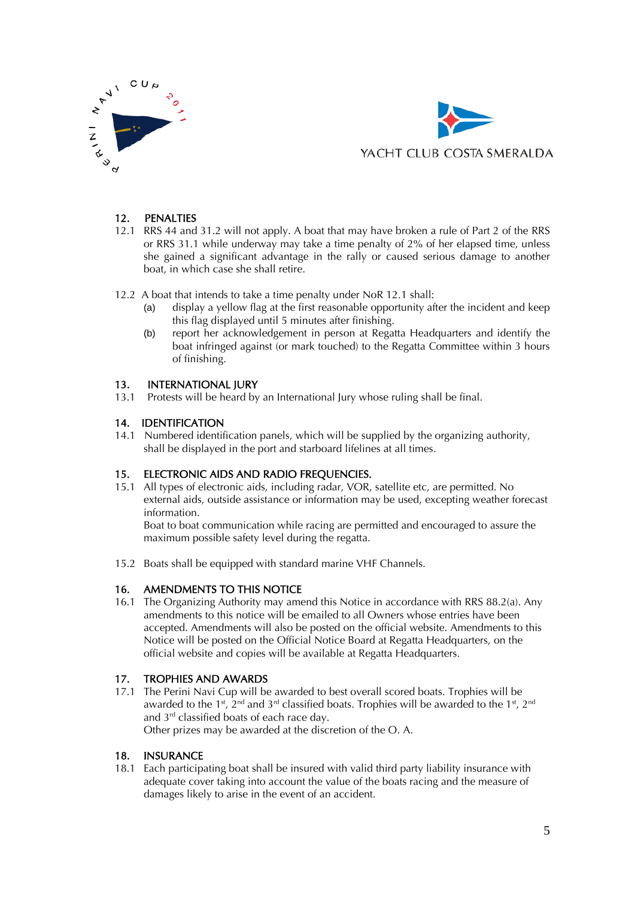## 12. PENALTIES

12.1 RRS 44 and 31.2 will not apply. A boat that may have broken a rule of Part 2 of the RRS or RRS 31.1 while underway may take a time penalty of 2% of her elapsed time, unless she gained a significant advantage in the rally or caused serious damage to another boat, in which case she shall retire.

12.2 A boat that intends to take a time penalty under NoR 12.1 shall:

(a) display a yellow flag at the first reasonable opportunity after the incident and keep this flag displayed until 5 minutes after finishing.

(b) report her acknowledgement in person at Regatta Headquarters and identify the boat infringed against (or mark touched) to the Regatta Committee within 3 hours of finishing.

## 13. INTERNATIONAL JURY

13.1 Protests will be heard by an International Jury whose ruling shall be final.

## 14. IDENTIFICATION

14.1 Numbered identification panels, which will be supplied by the organizing authority, shall be displayed in the port and starboard lifelines at all times.

## 15. ELECTRONIC AIDS AND RADIO FREQUENCIES.

15.1 All types of electronic aids, including radar, VOR, satellite etc, are permitted. No external aids, outside assistance or information may be used, excepting weather forecast information.
Boat to boat communication while racing are permitted and encouraged to assure the maximum possible safety level during the regatta.

15.2 Boats shall be equipped with standard marine VHF Channels.

## 16. AMENDMENTS TO THIS NOTICE

16.1 The Organizing Authority may amend this Notice in accordance with RRS 88.2(a). Any amendments to this notice will be emailed to all Owners whose entries have been accepted. Amendments will also be posted on the official website. Amendments to this Notice will be posted on the Official Notice Board at Regatta Headquarters, on the official website and copies will be available at Regatta Headquarters.

## 17. TROPHIES AND AWARDS

17.1 The Perini Navi Cup will be awarded to best overall scored boats. Trophies will be awarded to the 1st, 2nd and 3rd classified boats. Trophies will be awarded to the 1st, 2nd and 3rd classified boats of each race day.
Other prizes may be awarded at the discretion of the O. A.

## 18. INSURANCE

18.1 Each participating boat shall be insured with valid third party liability insurance with adequate cover taking into account the value of the boats racing and the measure of damages likely to arise in the event of an accident.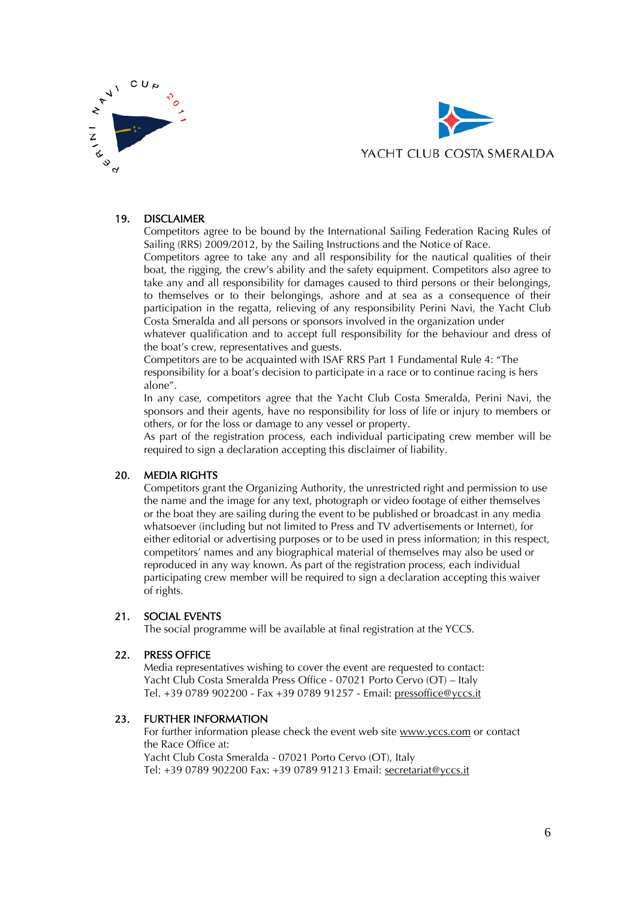## 19. DISCLAIMER

Competitors agree to be bound by the International Sailing Federation Racing Rules of Sailing (RRS) 2009/2012, by the Sailing Instructions and the Notice of Race.
Competitors agree to take any and all responsibility for the nautical qualities of their boat, the rigging, the crew's ability and the safety equipment. Competitors also agree to take any and all responsibility for damages caused to third persons or their belongings, to themselves or to their belongings, ashore and at sea as a consequence of their participation in the regatta, relieving of any responsibility Perini Navi, the Yacht Club Costa Smeralda and all persons or sponsors involved in the organization under whatever qualification and to accept full responsibility for the behaviour and dress of the boat's crew, representatives and guests.
Competitors are to be acquainted with ISAF RRS Part 1 Fundamental Rule 4: "The responsibility for a boat's decision to participate in a race or to continue racing is hers alone".
In any case, competitors agree that the Yacht Club Costa Smeralda, Perini Navi, the sponsors and their agents, have no responsibility for loss of life or injury to members or others, or for the loss or damage to any vessel or property.
As part of the registration process, each individual participating crew member will be required to sign a declaration accepting this disclaimer of liability.

## 20. MEDIA RIGHTS

Competitors grant the Organizing Authority, the unrestricted right and permission to use the name and the image for any text, photograph or video footage of either themselves or the boat they are sailing during the event to be published or broadcast in any media whatsoever (including but not limited to Press and TV advertisements or Internet), for either editorial or advertising purposes or to be used in press information; in this respect, competitors' names and any biographical material of themselves may also be used or reproduced in any way known. As part of the registration process, each individual participating crew member will be required to sign a declaration accepting this waiver of rights.

## 21. SOCIAL EVENTS

The social programme will be available at final registration at the YCCS.

## 22. PRESS OFFICE

Media representatives wishing to cover the event are requested to contact:
Yacht Club Costa Smeralda Press Office - 07021 Porto Cervo (OT) – Italy
Tel. +39 0789 902200 - Fax +39 0789 91257 - Email: pressoffice@yccs.it

## 23. FURTHER INFORMATION

For further information please check the event web site www.yccs.com or contact the Race Office at:
Yacht Club Costa Smeralda - 07021 Porto Cervo (OT), Italy
Tel: +39 0789 902200 Fax: +39 0789 91213 Email: secretariat@yccs.it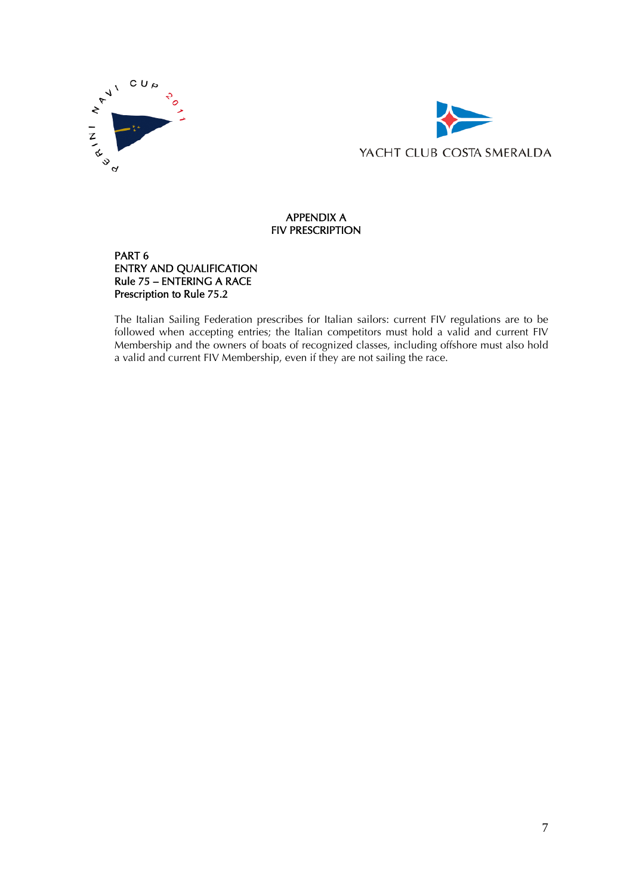# APPENDIX A
# FIV PRESCRIPTION

**PART 6**
**ENTRY AND QUALIFICATION**
**Rule 75 – ENTERING A RACE**
**Prescription to Rule 75.2**

The Italian Sailing Federation prescribes for Italian sailors: current FIV regulations are to be followed when accepting entries; the Italian competitors must hold a valid and current FIV Membership and the owners of boats of recognized classes, including offshore must also hold a valid and current FIV Membership, even if they are not sailing the race.